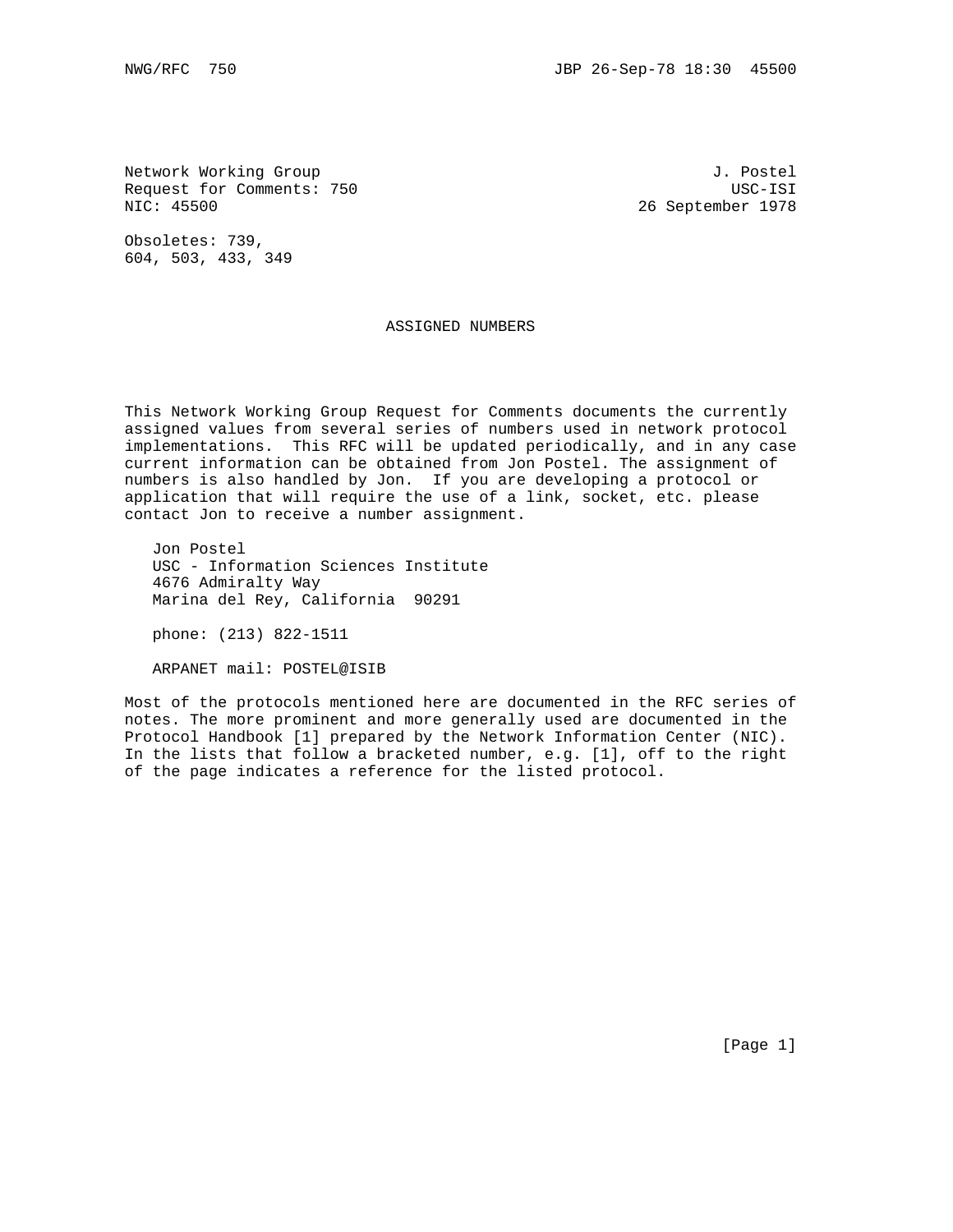Network Working Group                                          J. Postel
Request for Comments: 750                                        USC-ISI
NIC: 45500                                             26 September 1978

Obsoletes: 739,
604, 503, 433, 349

# ASSIGNED NUMBERS

This Network Working Group Request for Comments documents the currently assigned values from several series of numbers used in network protocol implementations. This RFC will be updated periodically, and in any case current information can be obtained from Jon Postel. The assignment of numbers is also handled by Jon. If you are developing a protocol or application that will require the use of a link, socket, etc. please contact Jon to receive a number assignment.

Jon Postel
USC - Information Sciences Institute
4676 Admiralty Way
Marina del Rey, California  90291

phone: (213) 822-1511

ARPANET mail: POSTEL@ISIB

Most of the protocols mentioned here are documented in the RFC series of notes. The more prominent and more generally used are documented in the Protocol Handbook [1] prepared by the Network Information Center (NIC). In the lists that follow a bracketed number, e.g. [1], off to the right of the page indicates a reference for the listed protocol.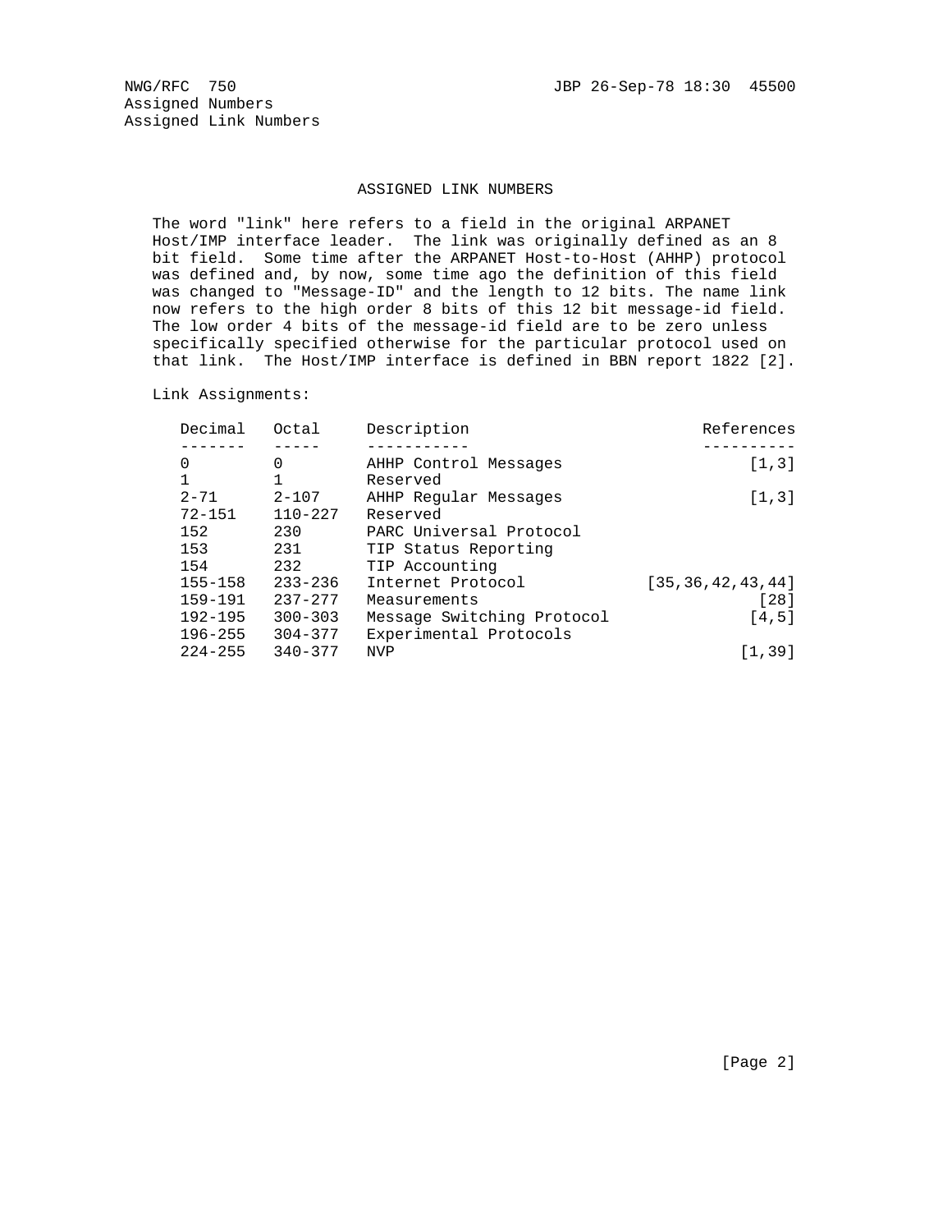## ASSIGNED LINK NUMBERS

The word "link" here refers to a field in the original ARPANET Host/IMP interface leader. The link was originally defined as an 8 bit field. Some time after the ARPANET Host-to-Host (AHHP) protocol was defined and, by now, some time ago the definition of this field was changed to "Message-ID" and the length to 12 bits. The name link now refers to the high order 8 bits of this 12 bit message-id field. The low order 4 bits of the message-id field are to be zero unless specifically specified otherwise for the particular protocol used on that link. The Host/IMP interface is defined in BBN report 1822 [2].

Link Assignments:

| Decimal | Octal | Description | References |
|---|---|---|---|
| 0 | 0 | AHHP Control Messages | [1,3] |
| 1 | 1 | Reserved | |
| 2-71 | 2-107 | AHHP Regular Messages | [1,3] |
| 72-151 | 110-227 | Reserved | |
| 152 | 230 | PARC Universal Protocol | |
| 153 | 231 | TIP Status Reporting | |
| 154 | 232 | TIP Accounting | |
| 155-158 | 233-236 | Internet Protocol | [35,36,42,43,44] |
| 159-191 | 237-277 | Measurements | [28] |
| 192-195 | 300-303 | Message Switching Protocol | [4,5] |
| 196-255 | 304-377 | Experimental Protocols | |
| 224-255 | 340-377 | NVP | [1,39] |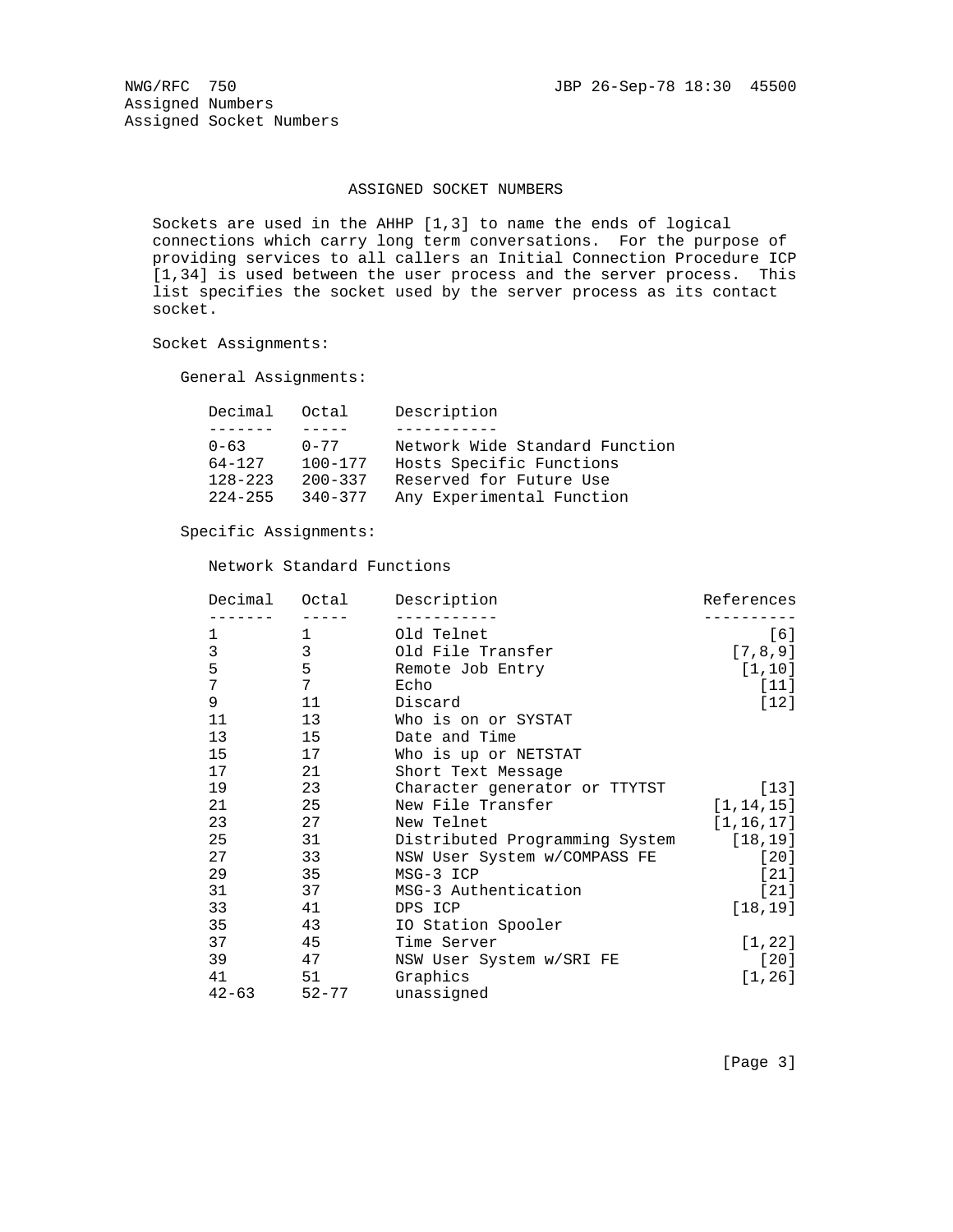# ASSIGNED SOCKET NUMBERS

Sockets are used in the AHHP [1,3] to name the ends of logical connections which carry long term conversations. For the purpose of providing services to all callers an Initial Connection Procedure ICP [1,34] is used between the user process and the server process. This list specifies the socket used by the server process as its contact socket.

Socket Assignments:

General Assignments:

| Decimal | Octal | Description |
|---|---|---|
| 0-63 | 0-77 | Network Wide Standard Function |
| 64-127 | 100-177 | Hosts Specific Functions |
| 128-223 | 200-337 | Reserved for Future Use |
| 224-255 | 340-377 | Any Experimental Function |

Specific Assignments:

Network Standard Functions

| Decimal | Octal | Description | References |
|---|---|---|---|
| 1 | 1 | Old Telnet | [6] |
| 3 | 3 | Old File Transfer | [7,8,9] |
| 5 | 5 | Remote Job Entry | [1,10] |
| 7 | 7 | Echo | [11] |
| 9 | 11 | Discard | [12] |
| 11 | 13 | Who is on or SYSTAT | |
| 13 | 15 | Date and Time | |
| 15 | 17 | Who is up or NETSTAT | |
| 17 | 21 | Short Text Message | |
| 19 | 23 | Character generator or TTYTST | [13] |
| 21 | 25 | New File Transfer | [1,14,15] |
| 23 | 27 | New Telnet | [1,16,17] |
| 25 | 31 | Distributed Programming System | [18,19] |
| 27 | 33 | NSW User System w/COMPASS FE | [20] |
| 29 | 35 | MSG-3 ICP | [21] |
| 31 | 37 | MSG-3 Authentication | [21] |
| 33 | 41 | DPS ICP | [18,19] |
| 35 | 43 | IO Station Spooler | |
| 37 | 45 | Time Server | [1,22] |
| 39 | 47 | NSW User System w/SRI FE | [20] |
| 41 | 51 | Graphics | [1,26] |
| 42-63 | 52-77 | unassigned | |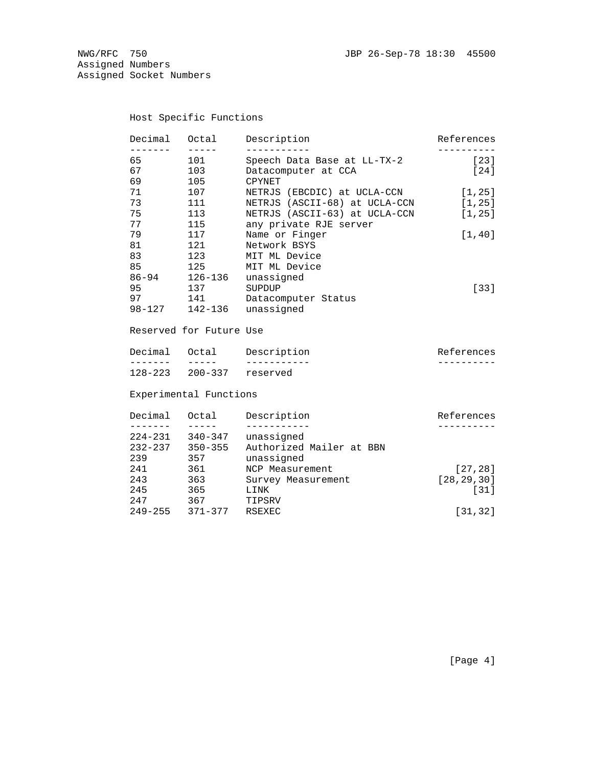### Host Specific Functions

| Decimal | Octal | Description | References |
|---|---|---|---|
| 65 | 101 | Speech Data Base at LL-TX-2 | [23] |
| 67 | 103 | Datacomputer at CCA | [24] |
| 69 | 105 | CPYNET | |
| 71 | 107 | NETRJS (EBCDIC) at UCLA-CCN | [1,25] |
| 73 | 111 | NETRJS (ASCII-68) at UCLA-CCN | [1,25] |
| 75 | 113 | NETRJS (ASCII-63) at UCLA-CCN | [1,25] |
| 77 | 115 | any private RJE server | |
| 79 | 117 | Name or Finger | [1,40] |
| 81 | 121 | Network BSYS | |
| 83 | 123 | MIT ML Device | |
| 85 | 125 | MIT ML Device | |
| 86-94 | 126-136 | unassigned | |
| 95 | 137 | SUPDUP | [33] |
| 97 | 141 | Datacomputer Status | |
| 98-127 | 142-136 | unassigned | |

### Reserved for Future Use

| Decimal | Octal | Description | References |
|---|---|---|---|
| 128-223 | 200-337 | reserved | |

### Experimental Functions

| Decimal | Octal | Description | References |
|---|---|---|---|
| 224-231 | 340-347 | unassigned | |
| 232-237 | 350-355 | Authorized Mailer at BBN | |
| 239 | 357 | unassigned | |
| 241 | 361 | NCP Measurement | [27,28] |
| 243 | 363 | Survey Measurement | [28,29,30] |
| 245 | 365 | LINK | [31] |
| 247 | 367 | TIPSRV | |
| 249-255 | 371-377 | RSEXEC | [31,32] |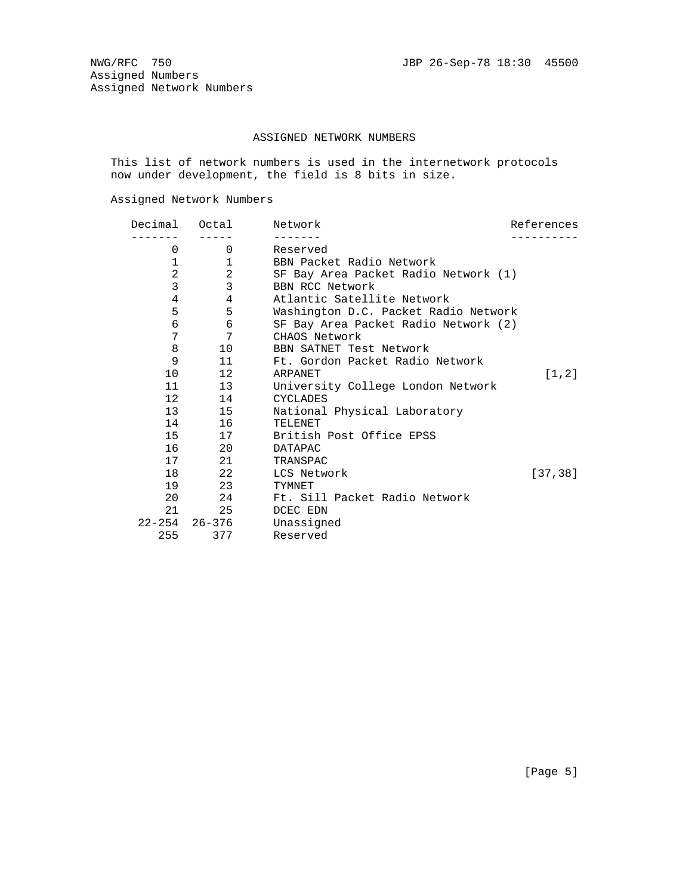## ASSIGNED NETWORK NUMBERS

This list of network numbers is used in the internetwork protocols now under development, the field is 8 bits in size.

Assigned Network Numbers

| Decimal | Octal | Network | References |
|---|---|---|---|
| 0 | 0 | Reserved | |
| 1 | 1 | BBN Packet Radio Network | |
| 2 | 2 | SF Bay Area Packet Radio Network (1) | |
| 3 | 3 | BBN RCC Network | |
| 4 | 4 | Atlantic Satellite Network | |
| 5 | 5 | Washington D.C. Packet Radio Network | |
| 6 | 6 | SF Bay Area Packet Radio Network (2) | |
| 7 | 7 | CHAOS Network | |
| 8 | 10 | BBN SATNET Test Network | |
| 9 | 11 | Ft. Gordon Packet Radio Network | |
| 10 | 12 | ARPANET | [1,2] |
| 11 | 13 | University College London Network | |
| 12 | 14 | CYCLADES | |
| 13 | 15 | National Physical Laboratory | |
| 14 | 16 | TELENET | |
| 15 | 17 | British Post Office EPSS | |
| 16 | 20 | DATAPAC | |
| 17 | 21 | TRANSPAC | |
| 18 | 22 | LCS Network | [37,38] |
| 19 | 23 | TYMNET | |
| 20 | 24 | Ft. Sill Packet Radio Network | |
| 21 | 25 | DCEC EDN | |
| 22-254 | 26-376 | Unassigned | |
| 255 | 377 | Reserved | |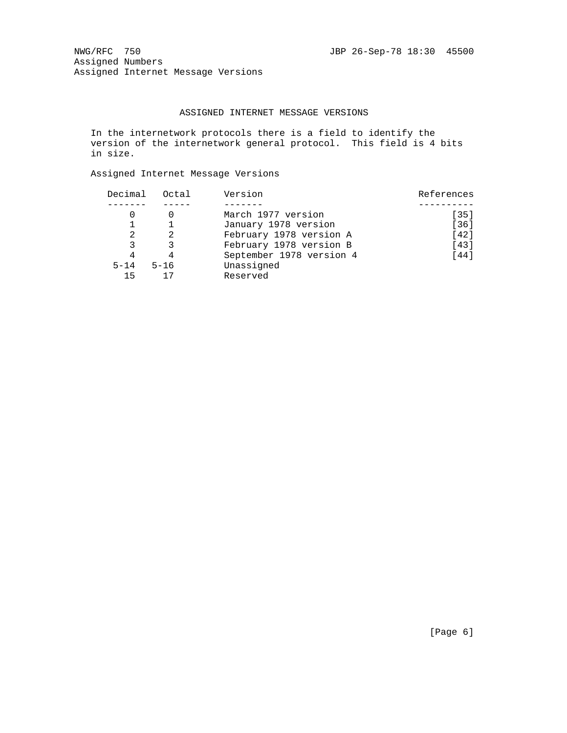## ASSIGNED INTERNET MESSAGE VERSIONS

In the internetwork protocols there is a field to identify the version of the internetwork general protocol. This field is 4 bits in size.

Assigned Internet Message Versions

| Decimal | Octal | Version | References |
|---|---|---|---|
| 0 | 0 | March 1977 version | [35] |
| 1 | 1 | January 1978 version | [36] |
| 2 | 2 | February 1978 version A | [42] |
| 3 | 3 | February 1978 version B | [43] |
| 4 | 4 | September 1978 version 4 | [44] |
| 5-14 | 5-16 | Unassigned | |
| 15 | 17 | Reserved | |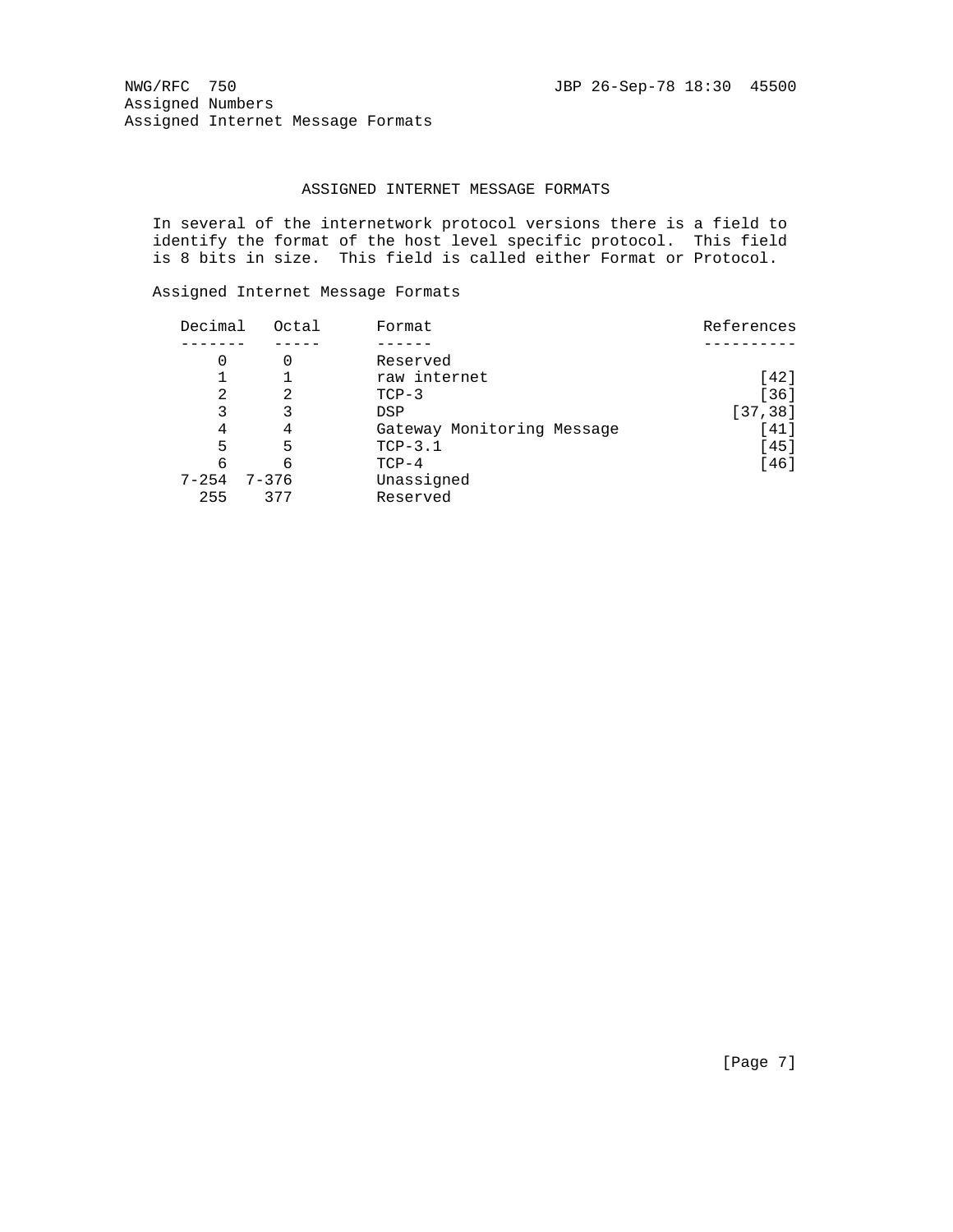# ASSIGNED INTERNET MESSAGE FORMATS

In several of the internetwork protocol versions there is a field to identify the format of the host level specific protocol. This field is 8 bits in size. This field is called either Format or Protocol.

Assigned Internet Message Formats

| Decimal | Octal | Format | References |
|---|---|---|---|
| 0 | 0 | Reserved | |
| 1 | 1 | raw internet | [42] |
| 2 | 2 | TCP-3 | [36] |
| 3 | 3 | DSP | [37,38] |
| 4 | 4 | Gateway Monitoring Message | [41] |
| 5 | 5 | TCP-3.1 | [45] |
| 6 | 6 | TCP-4 | [46] |
| 7-254 | 7-376 | Unassigned | |
| 255 | 377 | Reserved | |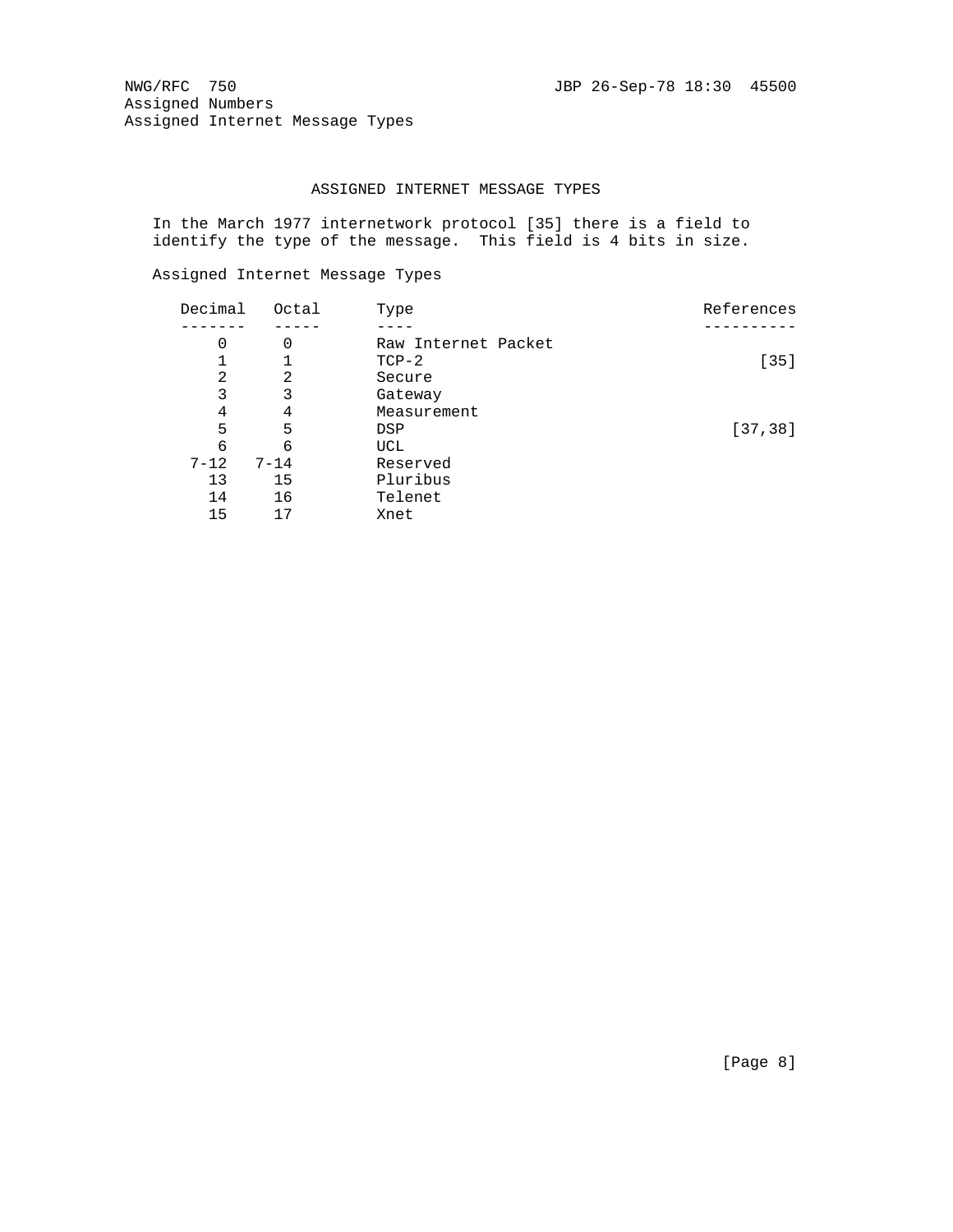## ASSIGNED INTERNET MESSAGE TYPES

In the March 1977 internetwork protocol [35] there is a field to identify the type of the message. This field is 4 bits in size.

Assigned Internet Message Types

| Decimal | Octal | Type | References |
|---|---|---|---|
| 0 | 0 | Raw Internet Packet | |
| 1 | 1 | TCP-2 | [35] |
| 2 | 2 | Secure | |
| 3 | 3 | Gateway | |
| 4 | 4 | Measurement | |
| 5 | 5 | DSP | [37,38] |
| 6 | 6 | UCL | |
| 7-12 | 7-14 | Reserved | |
| 13 | 15 | Pluribus | |
| 14 | 16 | Telenet | |
| 15 | 17 | Xnet | |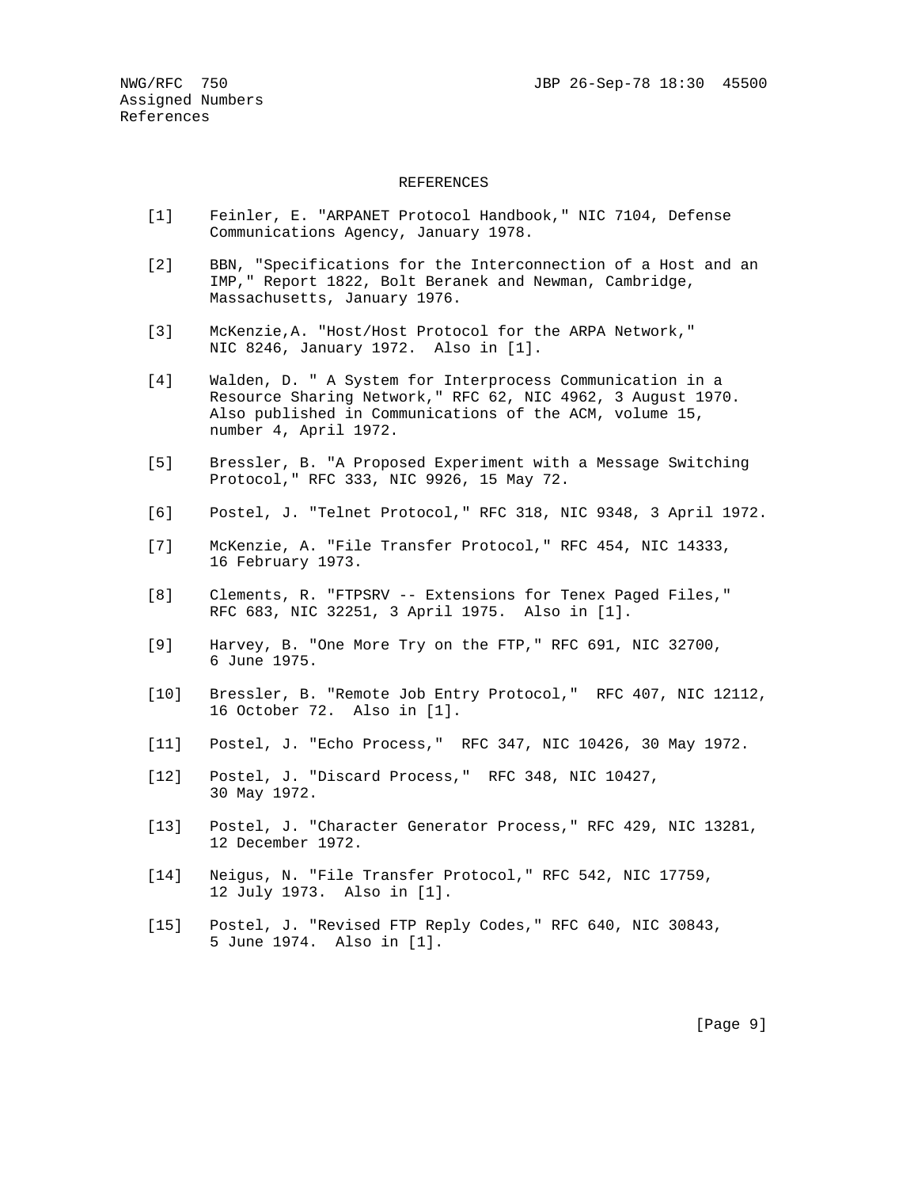## REFERENCES

[1] Feinler, E. "ARPANET Protocol Handbook," NIC 7104, Defense Communications Agency, January 1978.

[2] BBN, "Specifications for the Interconnection of a Host and an IMP," Report 1822, Bolt Beranek and Newman, Cambridge, Massachusetts, January 1976.

[3] McKenzie,A. "Host/Host Protocol for the ARPA Network," NIC 8246, January 1972. Also in [1].

[4] Walden, D. " A System for Interprocess Communication in a Resource Sharing Network," RFC 62, NIC 4962, 3 August 1970. Also published in Communications of the ACM, volume 15, number 4, April 1972.

[5] Bressler, B. "A Proposed Experiment with a Message Switching Protocol," RFC 333, NIC 9926, 15 May 72.

[6] Postel, J. "Telnet Protocol," RFC 318, NIC 9348, 3 April 1972.

[7] McKenzie, A. "File Transfer Protocol," RFC 454, NIC 14333, 16 February 1973.

[8] Clements, R. "FTPSRV -- Extensions for Tenex Paged Files," RFC 683, NIC 32251, 3 April 1975. Also in [1].

[9] Harvey, B. "One More Try on the FTP," RFC 691, NIC 32700, 6 June 1975.

[10] Bressler, B. "Remote Job Entry Protocol," RFC 407, NIC 12112, 16 October 72. Also in [1].

[11] Postel, J. "Echo Process," RFC 347, NIC 10426, 30 May 1972.

[12] Postel, J. "Discard Process," RFC 348, NIC 10427, 30 May 1972.

[13] Postel, J. "Character Generator Process," RFC 429, NIC 13281, 12 December 1972.

[14] Neigus, N. "File Transfer Protocol," RFC 542, NIC 17759, 12 July 1973. Also in [1].

[15] Postel, J. "Revised FTP Reply Codes," RFC 640, NIC 30843, 5 June 1974. Also in [1].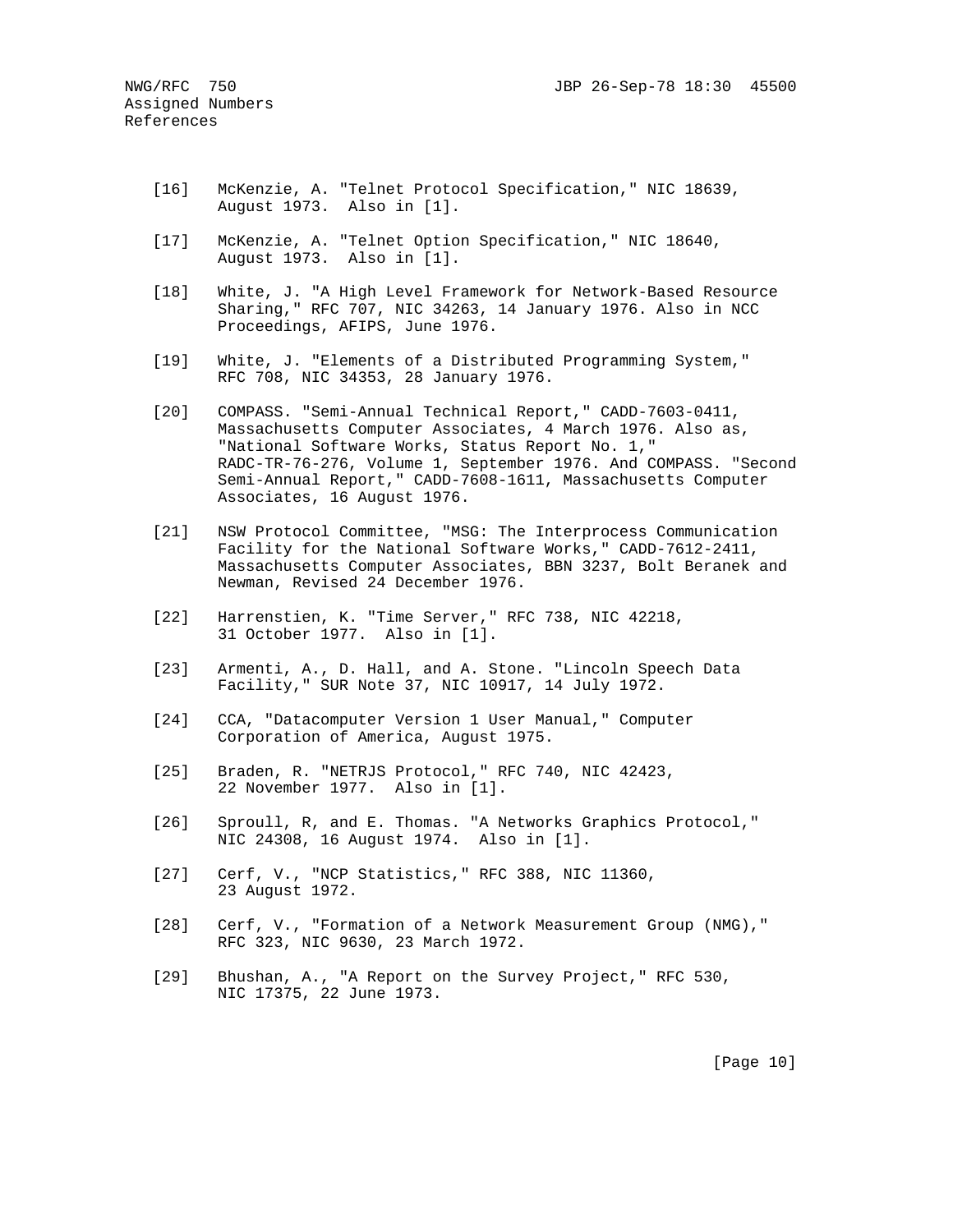[16] McKenzie, A. "Telnet Protocol Specification," NIC 18639, August 1973. Also in [1].

[17] McKenzie, A. "Telnet Option Specification," NIC 18640, August 1973. Also in [1].

[18] White, J. "A High Level Framework for Network-Based Resource Sharing," RFC 707, NIC 34263, 14 January 1976. Also in NCC Proceedings, AFIPS, June 1976.

[19] White, J. "Elements of a Distributed Programming System," RFC 708, NIC 34353, 28 January 1976.

[20] COMPASS. "Semi-Annual Technical Report," CADD-7603-0411, Massachusetts Computer Associates, 4 March 1976. Also as, "National Software Works, Status Report No. 1," RADC-TR-76-276, Volume 1, September 1976. And COMPASS. "Second Semi-Annual Report," CADD-7608-1611, Massachusetts Computer Associates, 16 August 1976.

[21] NSW Protocol Committee, "MSG: The Interprocess Communication Facility for the National Software Works," CADD-7612-2411, Massachusetts Computer Associates, BBN 3237, Bolt Beranek and Newman, Revised 24 December 1976.

[22] Harrenstien, K. "Time Server," RFC 738, NIC 42218, 31 October 1977. Also in [1].

[23] Armenti, A., D. Hall, and A. Stone. "Lincoln Speech Data Facility," SUR Note 37, NIC 10917, 14 July 1972.

[24] CCA, "Datacomputer Version 1 User Manual," Computer Corporation of America, August 1975.

[25] Braden, R. "NETRJS Protocol," RFC 740, NIC 42423, 22 November 1977. Also in [1].

[26] Sproull, R, and E. Thomas. "A Networks Graphics Protocol," NIC 24308, 16 August 1974. Also in [1].

[27] Cerf, V., "NCP Statistics," RFC 388, NIC 11360, 23 August 1972.

[28] Cerf, V., "Formation of a Network Measurement Group (NMG)," RFC 323, NIC 9630, 23 March 1972.

[29] Bhushan, A., "A Report on the Survey Project," RFC 530, NIC 17375, 22 June 1973.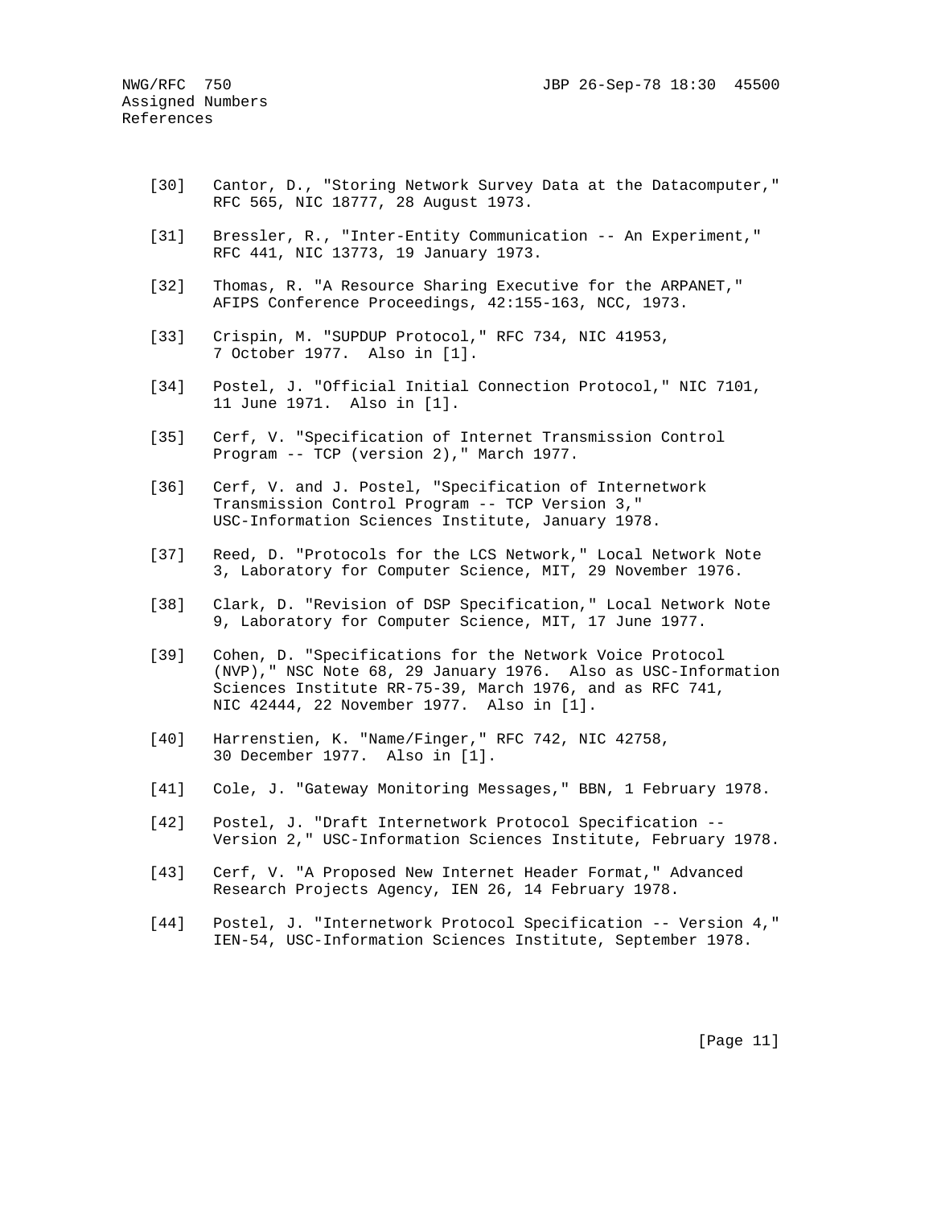[30] Cantor, D., "Storing Network Survey Data at the Datacomputer," RFC 565, NIC 18777, 28 August 1973.

[31] Bressler, R., "Inter-Entity Communication -- An Experiment," RFC 441, NIC 13773, 19 January 1973.

[32] Thomas, R. "A Resource Sharing Executive for the ARPANET," AFIPS Conference Proceedings, 42:155-163, NCC, 1973.

[33] Crispin, M. "SUPDUP Protocol," RFC 734, NIC 41953, 7 October 1977. Also in [1].

[34] Postel, J. "Official Initial Connection Protocol," NIC 7101, 11 June 1971. Also in [1].

[35] Cerf, V. "Specification of Internet Transmission Control Program -- TCP (version 2)," March 1977.

[36] Cerf, V. and J. Postel, "Specification of Internetwork Transmission Control Program -- TCP Version 3," USC-Information Sciences Institute, January 1978.

[37] Reed, D. "Protocols for the LCS Network," Local Network Note 3, Laboratory for Computer Science, MIT, 29 November 1976.

[38] Clark, D. "Revision of DSP Specification," Local Network Note 9, Laboratory for Computer Science, MIT, 17 June 1977.

[39] Cohen, D. "Specifications for the Network Voice Protocol (NVP)," NSC Note 68, 29 January 1976. Also as USC-Information Sciences Institute RR-75-39, March 1976, and as RFC 741, NIC 42444, 22 November 1977. Also in [1].

[40] Harrenstien, K. "Name/Finger," RFC 742, NIC 42758, 30 December 1977. Also in [1].

[41] Cole, J. "Gateway Monitoring Messages," BBN, 1 February 1978.

[42] Postel, J. "Draft Internetwork Protocol Specification -- Version 2," USC-Information Sciences Institute, February 1978.

[43] Cerf, V. "A Proposed New Internet Header Format," Advanced Research Projects Agency, IEN 26, 14 February 1978.

[44] Postel, J. "Internetwork Protocol Specification -- Version 4," IEN-54, USC-Information Sciences Institute, September 1978.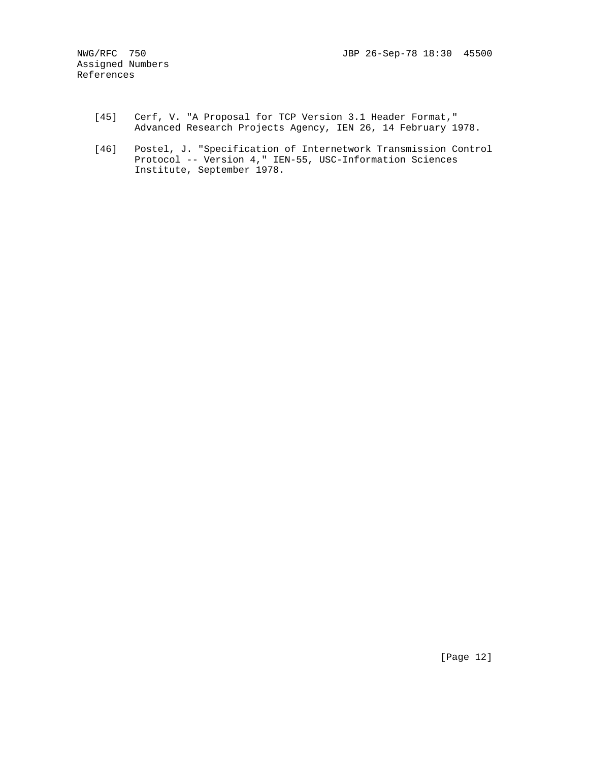[45] Cerf, V. "A Proposal for TCP Version 3.1 Header Format," Advanced Research Projects Agency, IEN 26, 14 February 1978.

[46] Postel, J. "Specification of Internetwork Transmission Control Protocol -- Version 4," IEN-55, USC-Information Sciences Institute, September 1978.